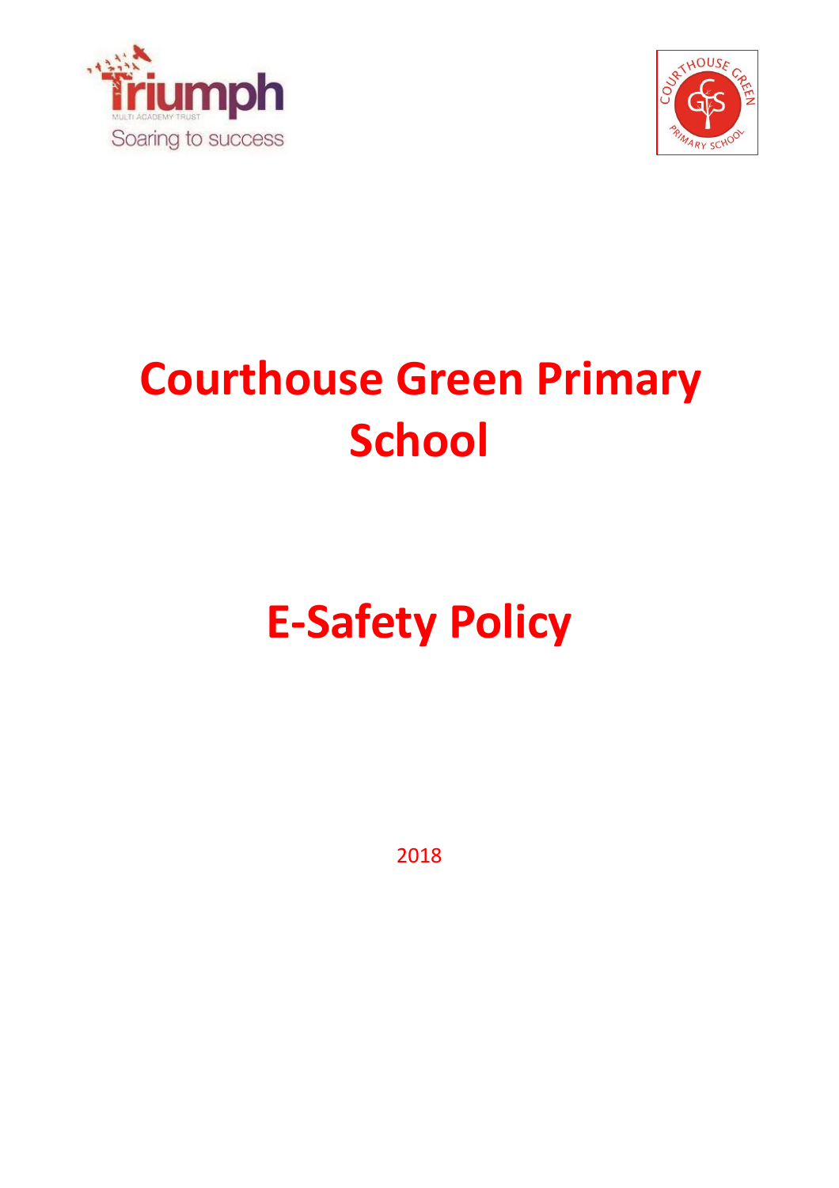# Courthouse Green Primary School

# E-Safety Policy

2018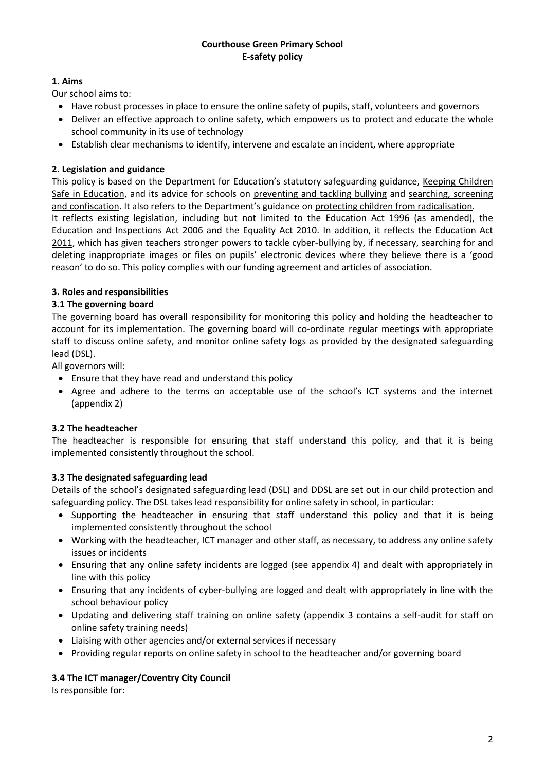**Courthouse Green Primary School**
**E-safety policy**

## 1. Aims

Our school aims to:

- Have robust processes in place to ensure the online safety of pupils, staff, volunteers and governors
- Deliver an effective approach to online safety, which empowers us to protect and educate the whole school community in its use of technology
- Establish clear mechanisms to identify, intervene and escalate an incident, where appropriate

## 2. Legislation and guidance

This policy is based on the Department for Education's statutory safeguarding guidance, Keeping Children Safe in Education, and its advice for schools on preventing and tackling bullying and searching, screening and confiscation. It also refers to the Department's guidance on protecting children from radicalisation.

It reflects existing legislation, including but not limited to the Education Act 1996 (as amended), the Education and Inspections Act 2006 and the Equality Act 2010. In addition, it reflects the Education Act 2011, which has given teachers stronger powers to tackle cyber-bullying by, if necessary, searching for and deleting inappropriate images or files on pupils' electronic devices where they believe there is a 'good reason' to do so. This policy complies with our funding agreement and articles of association.

## 3. Roles and responsibilities

### 3.1 The governing board

The governing board has overall responsibility for monitoring this policy and holding the headteacher to account for its implementation. The governing board will co-ordinate regular meetings with appropriate staff to discuss online safety, and monitor online safety logs as provided by the designated safeguarding lead (DSL).

All governors will:

- Ensure that they have read and understand this policy
- Agree and adhere to the terms on acceptable use of the school's ICT systems and the internet (appendix 2)

### 3.2 The headteacher

The headteacher is responsible for ensuring that staff understand this policy, and that it is being implemented consistently throughout the school.

### 3.3 The designated safeguarding lead

Details of the school's designated safeguarding lead (DSL) and DDSL are set out in our child protection and safeguarding policy. The DSL takes lead responsibility for online safety in school, in particular:

- Supporting the headteacher in ensuring that staff understand this policy and that it is being implemented consistently throughout the school
- Working with the headteacher, ICT manager and other staff, as necessary, to address any online safety issues or incidents
- Ensuring that any online safety incidents are logged (see appendix 4) and dealt with appropriately in line with this policy
- Ensuring that any incidents of cyber-bullying are logged and dealt with appropriately in line with the school behaviour policy
- Updating and delivering staff training on online safety (appendix 3 contains a self-audit for staff on online safety training needs)
- Liaising with other agencies and/or external services if necessary
- Providing regular reports on online safety in school to the headteacher and/or governing board

### 3.4 The ICT manager/Coventry City Council

Is responsible for: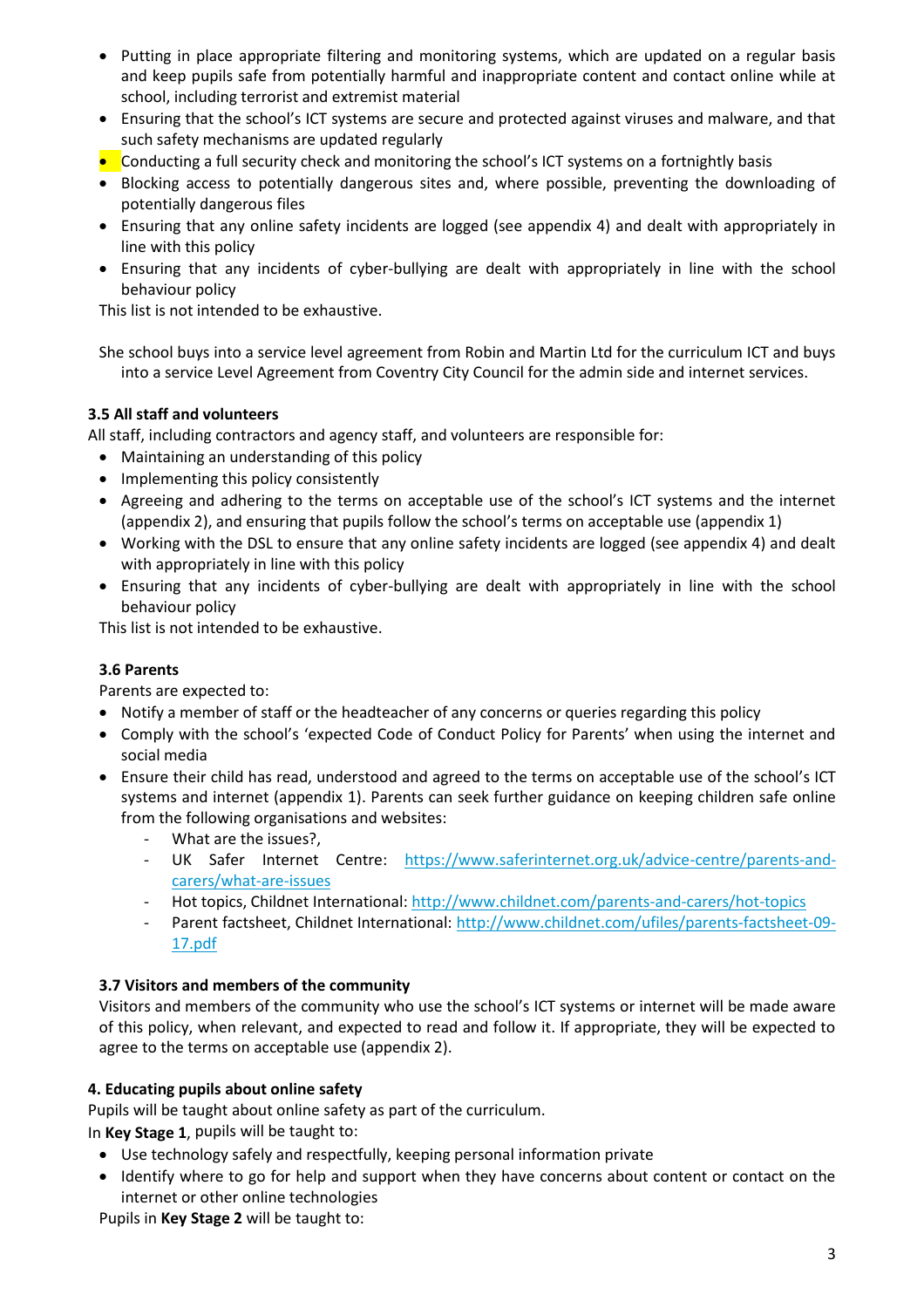- Putting in place appropriate filtering and monitoring systems, which are updated on a regular basis and keep pupils safe from potentially harmful and inappropriate content and contact online while at school, including terrorist and extremist material
- Ensuring that the school's ICT systems are secure and protected against viruses and malware, and that such safety mechanisms are updated regularly
- Conducting a full security check and monitoring the school's ICT systems on a fortnightly basis
- Blocking access to potentially dangerous sites and, where possible, preventing the downloading of potentially dangerous files
- Ensuring that any online safety incidents are logged (see appendix 4) and dealt with appropriately in line with this policy
- Ensuring that any incidents of cyber-bullying are dealt with appropriately in line with the school behaviour policy

This list is not intended to be exhaustive.

She school buys into a service level agreement from Robin and Martin Ltd for the curriculum ICT and buys into a service Level Agreement from Coventry City Council for the admin side and internet services.

### 3.5 All staff and volunteers

All staff, including contractors and agency staff, and volunteers are responsible for:

- Maintaining an understanding of this policy
- Implementing this policy consistently
- Agreeing and adhering to the terms on acceptable use of the school's ICT systems and the internet (appendix 2), and ensuring that pupils follow the school's terms on acceptable use (appendix 1)
- Working with the DSL to ensure that any online safety incidents are logged (see appendix 4) and dealt with appropriately in line with this policy
- Ensuring that any incidents of cyber-bullying are dealt with appropriately in line with the school behaviour policy

This list is not intended to be exhaustive.

### 3.6 Parents

Parents are expected to:

- Notify a member of staff or the headteacher of any concerns or queries regarding this policy
- Comply with the school's 'expected Code of Conduct Policy for Parents' when using the internet and social media
- Ensure their child has read, understood and agreed to the terms on acceptable use of the school's ICT systems and internet (appendix 1). Parents can seek further guidance on keeping children safe online from the following organisations and websites:
  - What are the issues?,
  - UK Safer Internet Centre: https://www.saferinternet.org.uk/advice-centre/parents-and-carers/what-are-issues
  - Hot topics, Childnet International: http://www.childnet.com/parents-and-carers/hot-topics
  - Parent factsheet, Childnet International: http://www.childnet.com/ufiles/parents-factsheet-09-17.pdf

### 3.7 Visitors and members of the community

Visitors and members of the community who use the school's ICT systems or internet will be made aware of this policy, when relevant, and expected to read and follow it. If appropriate, they will be expected to agree to the terms on acceptable use (appendix 2).

## 4. Educating pupils about online safety

Pupils will be taught about online safety as part of the curriculum.

In **Key Stage 1**, pupils will be taught to:

- Use technology safely and respectfully, keeping personal information private
- Identify where to go for help and support when they have concerns about content or contact on the internet or other online technologies

Pupils in **Key Stage 2** will be taught to: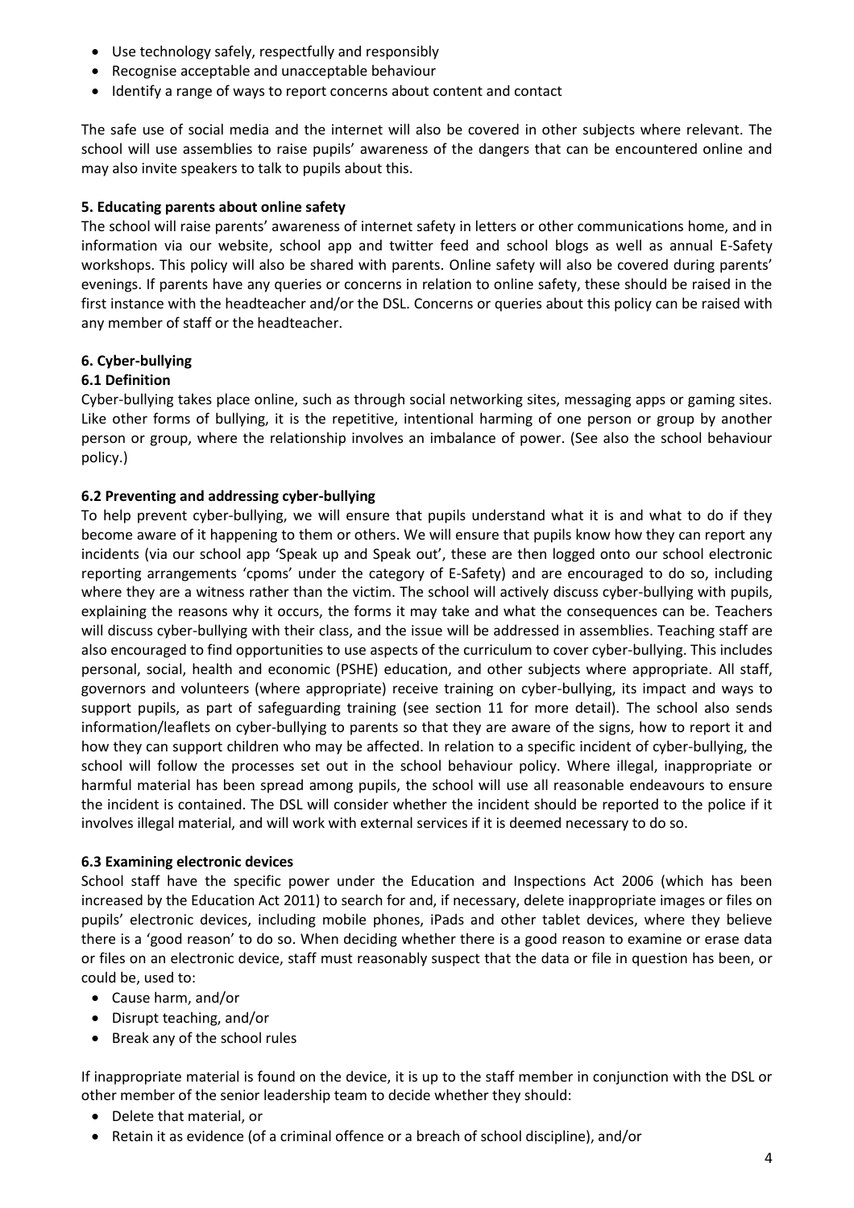- Use technology safely, respectfully and responsibly
- Recognise acceptable and unacceptable behaviour
- Identify a range of ways to report concerns about content and contact

The safe use of social media and the internet will also be covered in other subjects where relevant. The school will use assemblies to raise pupils' awareness of the dangers that can be encountered online and may also invite speakers to talk to pupils about this.

### 5. Educating parents about online safety

The school will raise parents' awareness of internet safety in letters or other communications home, and in information via our website, school app and twitter feed and school blogs as well as annual E-Safety workshops. This policy will also be shared with parents. Online safety will also be covered during parents' evenings. If parents have any queries or concerns in relation to online safety, these should be raised in the first instance with the headteacher and/or the DSL. Concerns or queries about this policy can be raised with any member of staff or the headteacher.

### 6. Cyber-bullying

#### 6.1 Definition

Cyber-bullying takes place online, such as through social networking sites, messaging apps or gaming sites. Like other forms of bullying, it is the repetitive, intentional harming of one person or group by another person or group, where the relationship involves an imbalance of power. (See also the school behaviour policy.)

#### 6.2 Preventing and addressing cyber-bullying

To help prevent cyber-bullying, we will ensure that pupils understand what it is and what to do if they become aware of it happening to them or others. We will ensure that pupils know how they can report any incidents (via our school app 'Speak up and Speak out', these are then logged onto our school electronic reporting arrangements 'cpoms' under the category of E-Safety) and are encouraged to do so, including where they are a witness rather than the victim. The school will actively discuss cyber-bullying with pupils, explaining the reasons why it occurs, the forms it may take and what the consequences can be. Teachers will discuss cyber-bullying with their class, and the issue will be addressed in assemblies. Teaching staff are also encouraged to find opportunities to use aspects of the curriculum to cover cyber-bullying. This includes personal, social, health and economic (PSHE) education, and other subjects where appropriate. All staff, governors and volunteers (where appropriate) receive training on cyber-bullying, its impact and ways to support pupils, as part of safeguarding training (see section 11 for more detail). The school also sends information/leaflets on cyber-bullying to parents so that they are aware of the signs, how to report it and how they can support children who may be affected. In relation to a specific incident of cyber-bullying, the school will follow the processes set out in the school behaviour policy. Where illegal, inappropriate or harmful material has been spread among pupils, the school will use all reasonable endeavours to ensure the incident is contained. The DSL will consider whether the incident should be reported to the police if it involves illegal material, and will work with external services if it is deemed necessary to do so.

#### 6.3 Examining electronic devices

School staff have the specific power under the Education and Inspections Act 2006 (which has been increased by the Education Act 2011) to search for and, if necessary, delete inappropriate images or files on pupils' electronic devices, including mobile phones, iPads and other tablet devices, where they believe there is a 'good reason' to do so. When deciding whether there is a good reason to examine or erase data or files on an electronic device, staff must reasonably suspect that the data or file in question has been, or could be, used to:

- Cause harm, and/or
- Disrupt teaching, and/or
- Break any of the school rules

If inappropriate material is found on the device, it is up to the staff member in conjunction with the DSL or other member of the senior leadership team to decide whether they should:

- Delete that material, or
- Retain it as evidence (of a criminal offence or a breach of school discipline), and/or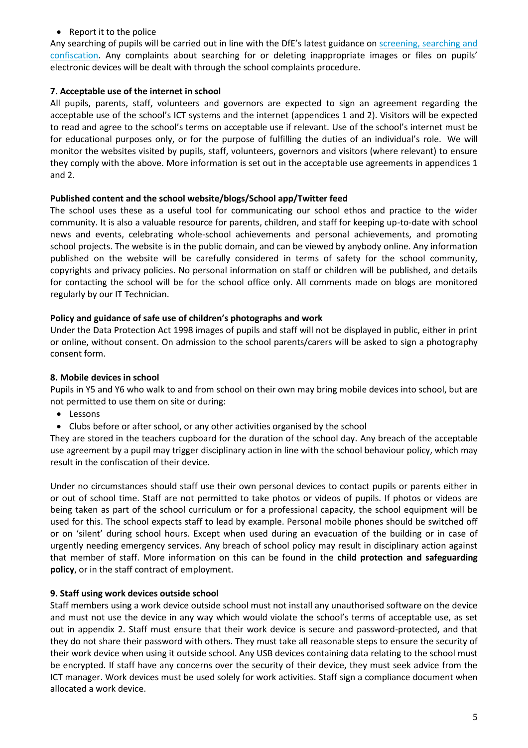- Report it to the police

Any searching of pupils will be carried out in line with the DfE's latest guidance on [screening, searching and confiscation](). Any complaints about searching for or deleting inappropriate images or files on pupils' electronic devices will be dealt with through the school complaints procedure.

**7. Acceptable use of the internet in school**

All pupils, parents, staff, volunteers and governors are expected to sign an agreement regarding the acceptable use of the school's ICT systems and the internet (appendices 1 and 2). Visitors will be expected to read and agree to the school's terms on acceptable use if relevant. Use of the school's internet must be for educational purposes only, or for the purpose of fulfilling the duties of an individual's role. We will monitor the websites visited by pupils, staff, volunteers, governors and visitors (where relevant) to ensure they comply with the above. More information is set out in the acceptable use agreements in appendices 1 and 2.

**Published content and the school website/blogs/School app/Twitter feed**

The school uses these as a useful tool for communicating our school ethos and practice to the wider community. It is also a valuable resource for parents, children, and staff for keeping up-to-date with school news and events, celebrating whole-school achievements and personal achievements, and promoting school projects. The website is in the public domain, and can be viewed by anybody online. Any information published on the website will be carefully considered in terms of safety for the school community, copyrights and privacy policies. No personal information on staff or children will be published, and details for contacting the school will be for the school office only. All comments made on blogs are monitored regularly by our IT Technician.

**Policy and guidance of safe use of children's photographs and work**

Under the Data Protection Act 1998 images of pupils and staff will not be displayed in public, either in print or online, without consent. On admission to the school parents/carers will be asked to sign a photography consent form.

**8. Mobile devices in school**

Pupils in Y5 and Y6 who walk to and from school on their own may bring mobile devices into school, but are not permitted to use them on site or during:

- Lessons
- Clubs before or after school, or any other activities organised by the school

They are stored in the teachers cupboard for the duration of the school day. Any breach of the acceptable use agreement by a pupil may trigger disciplinary action in line with the school behaviour policy, which may result in the confiscation of their device.

Under no circumstances should staff use their own personal devices to contact pupils or parents either in or out of school time. Staff are not permitted to take photos or videos of pupils. If photos or videos are being taken as part of the school curriculum or for a professional capacity, the school equipment will be used for this. The school expects staff to lead by example. Personal mobile phones should be switched off or on 'silent' during school hours. Except when used during an evacuation of the building or in case of urgently needing emergency services. Any breach of school policy may result in disciplinary action against that member of staff. More information on this can be found in the **child protection and safeguarding policy**, or in the staff contract of employment.

**9. Staff using work devices outside school**

Staff members using a work device outside school must not install any unauthorised software on the device and must not use the device in any way which would violate the school's terms of acceptable use, as set out in appendix 2. Staff must ensure that their work device is secure and password-protected, and that they do not share their password with others. They must take all reasonable steps to ensure the security of their work device when using it outside school. Any USB devices containing data relating to the school must be encrypted. If staff have any concerns over the security of their device, they must seek advice from the ICT manager. Work devices must be used solely for work activities. Staff sign a compliance document when allocated a work device.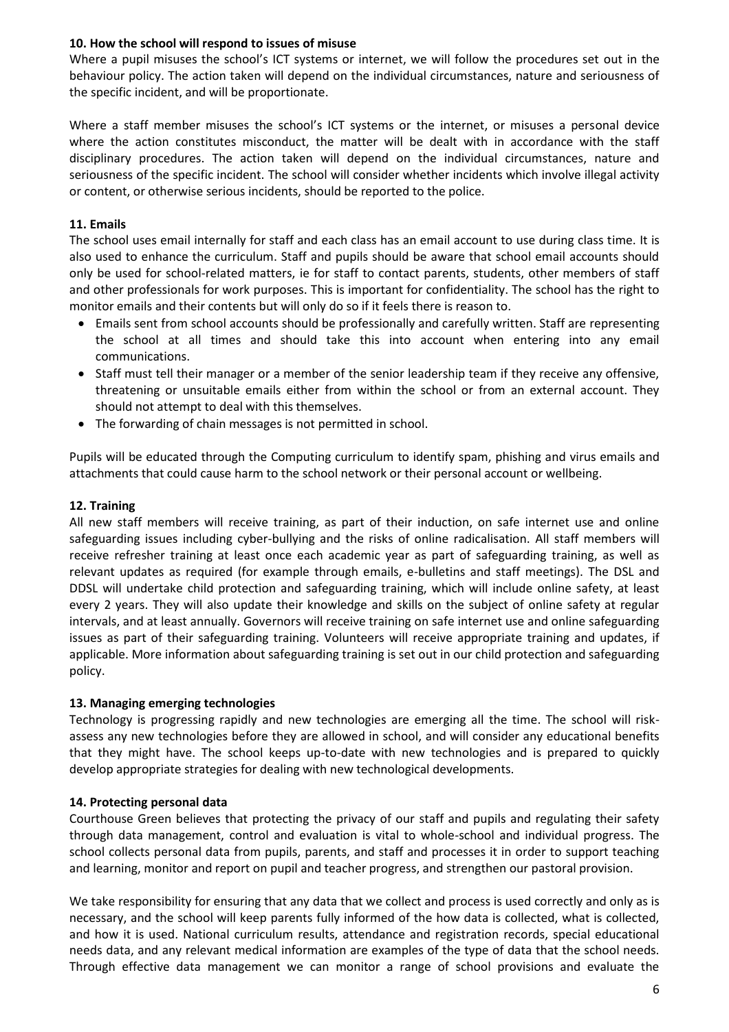**10. How the school will respond to issues of misuse**

Where a pupil misuses the school's ICT systems or internet, we will follow the procedures set out in the behaviour policy. The action taken will depend on the individual circumstances, nature and seriousness of the specific incident, and will be proportionate.

Where a staff member misuses the school's ICT systems or the internet, or misuses a personal device where the action constitutes misconduct, the matter will be dealt with in accordance with the staff disciplinary procedures. The action taken will depend on the individual circumstances, nature and seriousness of the specific incident. The school will consider whether incidents which involve illegal activity or content, or otherwise serious incidents, should be reported to the police.

**11. Emails**

The school uses email internally for staff and each class has an email account to use during class time. It is also used to enhance the curriculum. Staff and pupils should be aware that school email accounts should only be used for school-related matters, ie for staff to contact parents, students, other members of staff and other professionals for work purposes. This is important for confidentiality. The school has the right to monitor emails and their contents but will only do so if it feels there is reason to.

- Emails sent from school accounts should be professionally and carefully written. Staff are representing the school at all times and should take this into account when entering into any email communications.
- Staff must tell their manager or a member of the senior leadership team if they receive any offensive, threatening or unsuitable emails either from within the school or from an external account. They should not attempt to deal with this themselves.
- The forwarding of chain messages is not permitted in school.

Pupils will be educated through the Computing curriculum to identify spam, phishing and virus emails and attachments that could cause harm to the school network or their personal account or wellbeing.

**12. Training**

All new staff members will receive training, as part of their induction, on safe internet use and online safeguarding issues including cyber-bullying and the risks of online radicalisation. All staff members will receive refresher training at least once each academic year as part of safeguarding training, as well as relevant updates as required (for example through emails, e-bulletins and staff meetings). The DSL and DDSL will undertake child protection and safeguarding training, which will include online safety, at least every 2 years. They will also update their knowledge and skills on the subject of online safety at regular intervals, and at least annually. Governors will receive training on safe internet use and online safeguarding issues as part of their safeguarding training. Volunteers will receive appropriate training and updates, if applicable. More information about safeguarding training is set out in our child protection and safeguarding policy.

**13. Managing emerging technologies**

Technology is progressing rapidly and new technologies are emerging all the time. The school will risk-assess any new technologies before they are allowed in school, and will consider any educational benefits that they might have. The school keeps up-to-date with new technologies and is prepared to quickly develop appropriate strategies for dealing with new technological developments.

**14. Protecting personal data**

Courthouse Green believes that protecting the privacy of our staff and pupils and regulating their safety through data management, control and evaluation is vital to whole-school and individual progress. The school collects personal data from pupils, parents, and staff and processes it in order to support teaching and learning, monitor and report on pupil and teacher progress, and strengthen our pastoral provision.

We take responsibility for ensuring that any data that we collect and process is used correctly and only as is necessary, and the school will keep parents fully informed of the how data is collected, what is collected, and how it is used. National curriculum results, attendance and registration records, special educational needs data, and any relevant medical information are examples of the type of data that the school needs. Through effective data management we can monitor a range of school provisions and evaluate the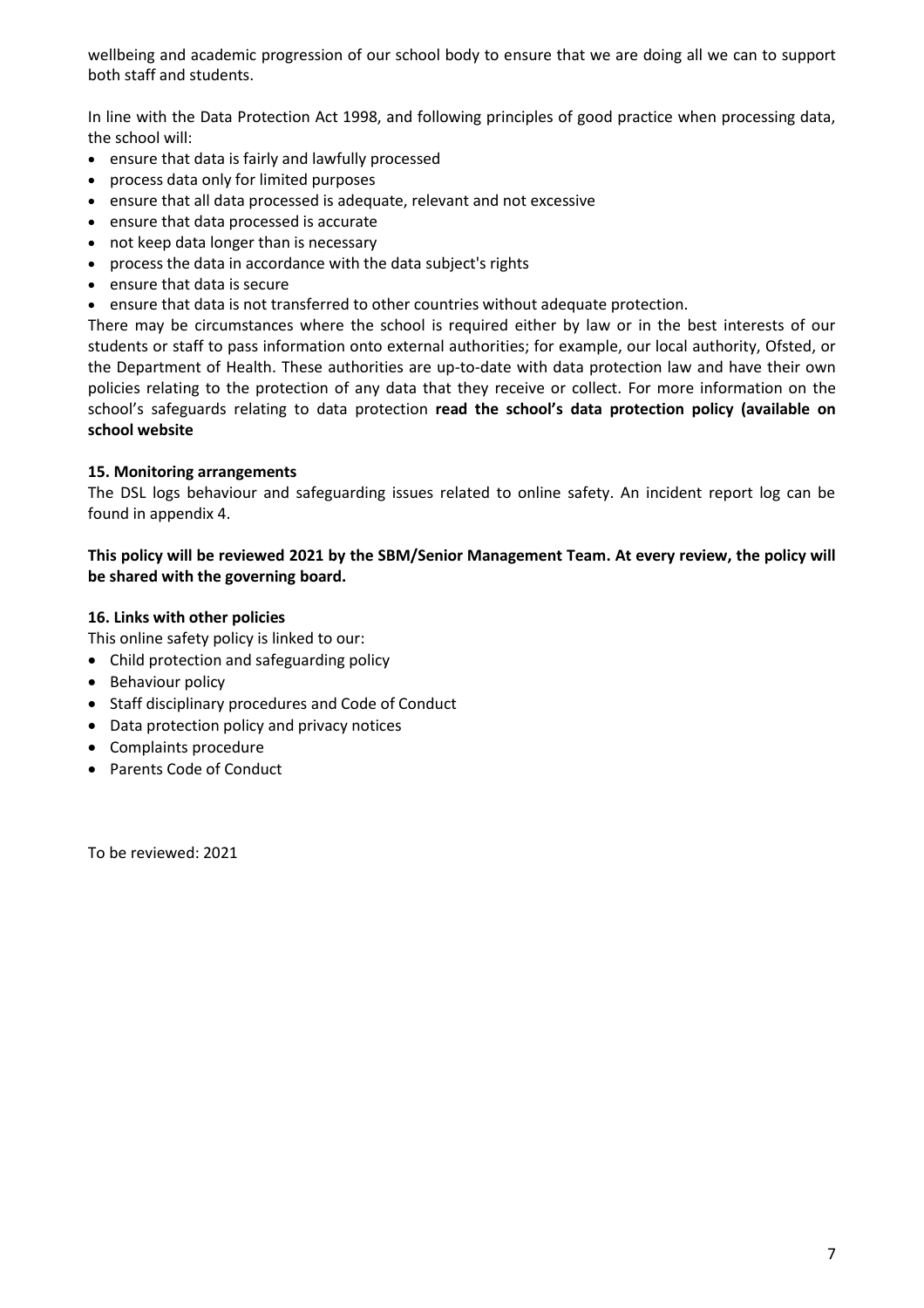wellbeing and academic progression of our school body to ensure that we are doing all we can to support both staff and students.

In line with the Data Protection Act 1998, and following principles of good practice when processing data, the school will:

- ensure that data is fairly and lawfully processed
- process data only for limited purposes
- ensure that all data processed is adequate, relevant and not excessive
- ensure that data processed is accurate
- not keep data longer than is necessary
- process the data in accordance with the data subject's rights
- ensure that data is secure
- ensure that data is not transferred to other countries without adequate protection.

There may be circumstances where the school is required either by law or in the best interests of our students or staff to pass information onto external authorities; for example, our local authority, Ofsted, or the Department of Health. These authorities are up-to-date with data protection law and have their own policies relating to the protection of any data that they receive or collect. For more information on the school's safeguards relating to data protection **read the school's data protection policy (available on school website**

**15. Monitoring arrangements**

The DSL logs behaviour and safeguarding issues related to online safety. An incident report log can be found in appendix 4.

**This policy will be reviewed 2021 by the SBM/Senior Management Team. At every review, the policy will be shared with the governing board.**

**16. Links with other policies**

This online safety policy is linked to our:

- Child protection and safeguarding policy
- Behaviour policy
- Staff disciplinary procedures and Code of Conduct
- Data protection policy and privacy notices
- Complaints procedure
- Parents Code of Conduct

To be reviewed: 2021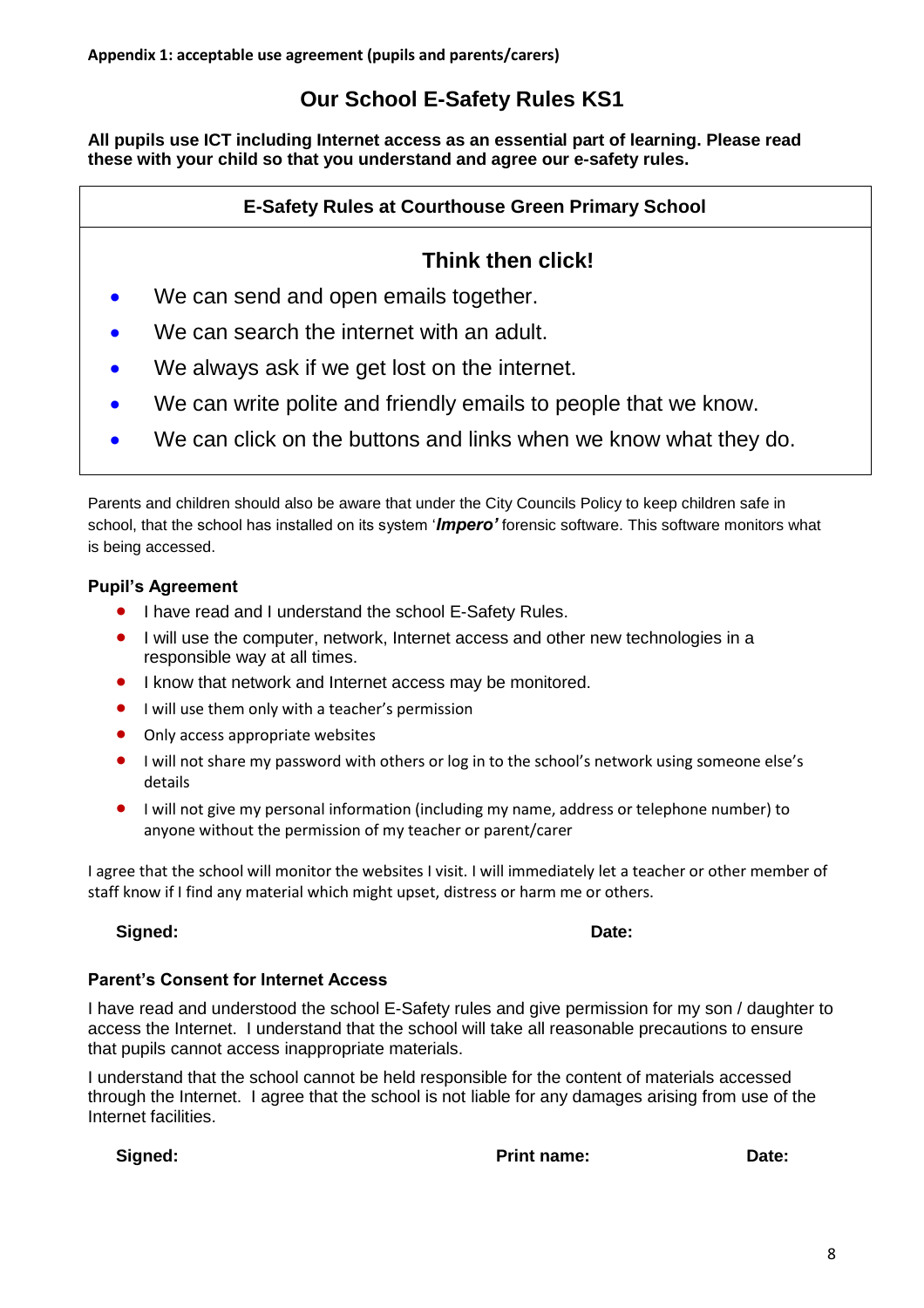**Appendix 1: acceptable use agreement (pupils and parents/carers)**

# Our School E-Safety Rules KS1

**All pupils use ICT including Internet access as an essential part of learning. Please read these with your child so that you understand and agree our e-safety rules.**

## E-Safety Rules at Courthouse Green Primary School

### Think then click!

- We can send and open emails together.
- We can search the internet with an adult.
- We always ask if we get lost on the internet.
- We can write polite and friendly emails to people that we know.
- We can click on the buttons and links when we know what they do.

Parents and children should also be aware that under the City Councils Policy to keep children safe in school, that the school has installed on its system '***Impero'*** forensic software. This software monitors what is being accessed.

### Pupil's Agreement

- I have read and I understand the school E-Safety Rules.
- I will use the computer, network, Internet access and other new technologies in a responsible way at all times.
- I know that network and Internet access may be monitored.
- I will use them only with a teacher's permission
- Only access appropriate websites
- I will not share my password with others or log in to the school's network using someone else's details
- I will not give my personal information (including my name, address or telephone number) to anyone without the permission of my teacher or parent/carer

I agree that the school will monitor the websites I visit. I will immediately let a teacher or other member of staff know if I find any material which might upset, distress or harm me or others.

**Signed:** **Date:**

### Parent's Consent for Internet Access

I have read and understood the school E-Safety rules and give permission for my son / daughter to access the Internet. I understand that the school will take all reasonable precautions to ensure that pupils cannot access inappropriate materials.

I understand that the school cannot be held responsible for the content of materials accessed through the Internet. I agree that the school is not liable for any damages arising from use of the Internet facilities.

**Signed:** **Print name:** **Date:**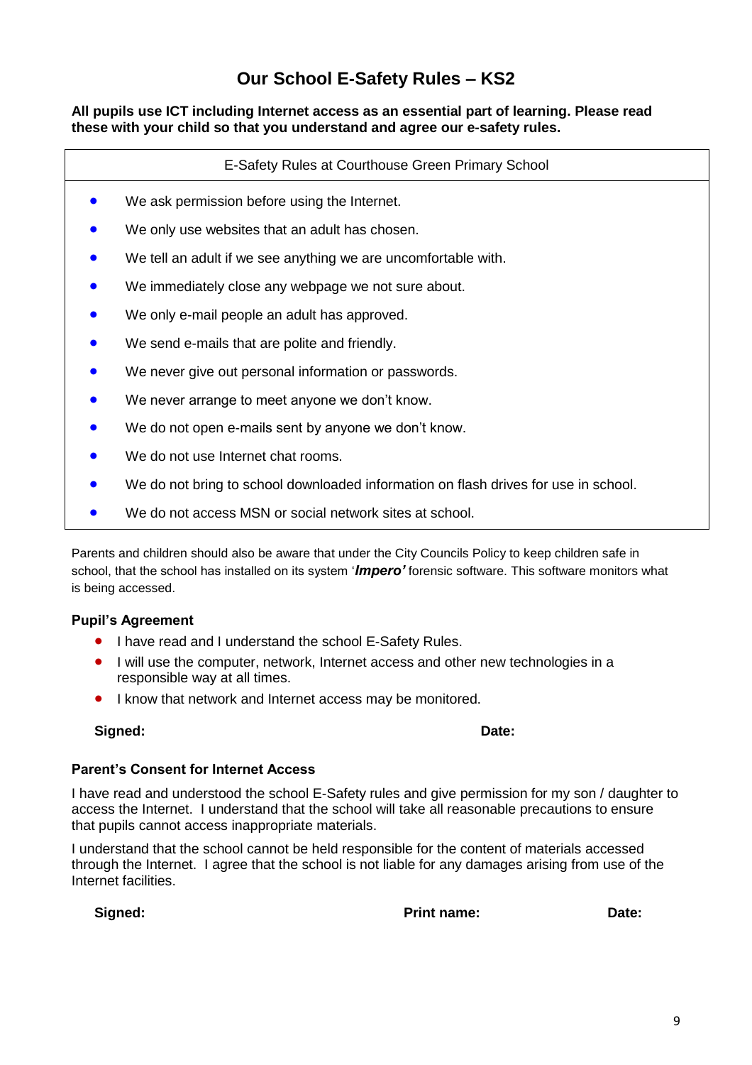# Our School E-Safety Rules – KS2

**All pupils use ICT including Internet access as an essential part of learning. Please read these with your child so that you understand and agree our e-safety rules.**

| E-Safety Rules at Courthouse Green Primary School |
|---|
| • We ask permission before using the Internet.<br>• We only use websites that an adult has chosen.<br>• We tell an adult if we see anything we are uncomfortable with.<br>• We immediately close any webpage we not sure about.<br>• We only e-mail people an adult has approved.<br>• We send e-mails that are polite and friendly.<br>• We never give out personal information or passwords.<br>• We never arrange to meet anyone we don't know.<br>• We do not open e-mails sent by anyone we don't know.<br>• We do not use Internet chat rooms.<br>• We do not bring to school downloaded information on flash drives for use in school.<br>• We do not access MSN or social network sites at school. |

Parents and children should also be aware that under the City Councils Policy to keep children safe in school, that the school has installed on its system '***Impero'*** forensic software. This software monitors what is being accessed.

### Pupil's Agreement

- I have read and I understand the school E-Safety Rules.
- I will use the computer, network, Internet access and other new technologies in a responsible way at all times.
- I know that network and Internet access may be monitored.

**Signed:** **Date:**

### Parent's Consent for Internet Access

I have read and understood the school E-Safety rules and give permission for my son / daughter to access the Internet. I understand that the school will take all reasonable precautions to ensure that pupils cannot access inappropriate materials.

I understand that the school cannot be held responsible for the content of materials accessed through the Internet. I agree that the school is not liable for any damages arising from use of the Internet facilities.

**Signed:** **Print name:** **Date:**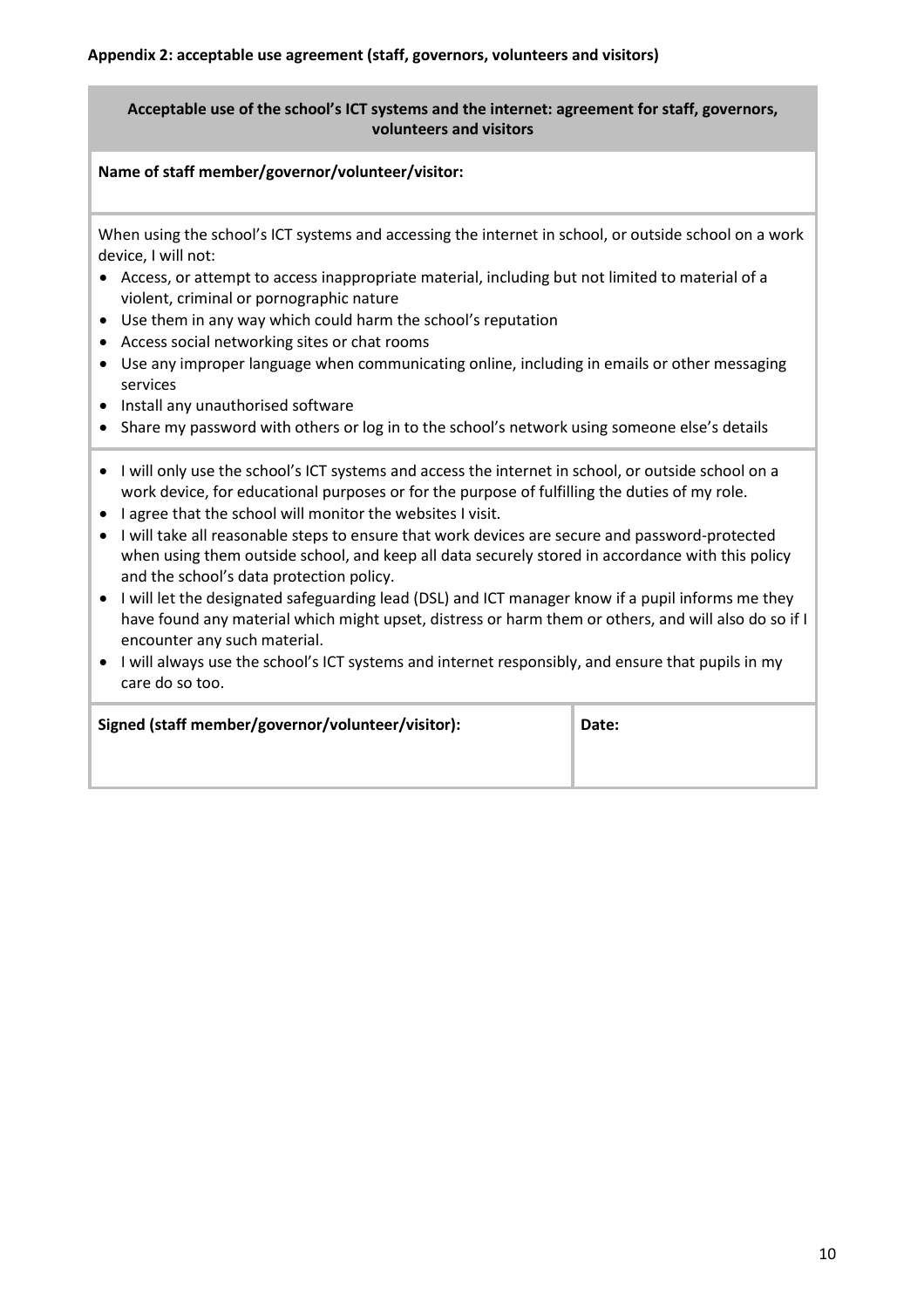**Appendix 2: acceptable use agreement (staff, governors, volunteers and visitors)**

**Acceptable use of the school's ICT systems and the internet: agreement for staff, governors, volunteers and visitors**

**Name of staff member/governor/volunteer/visitor:**

When using the school's ICT systems and accessing the internet in school, or outside school on a work device, I will not:

- Access, or attempt to access inappropriate material, including but not limited to material of a violent, criminal or pornographic nature
- Use them in any way which could harm the school's reputation
- Access social networking sites or chat rooms
- Use any improper language when communicating online, including in emails or other messaging services
- Install any unauthorised software
- Share my password with others or log in to the school's network using someone else's details

- I will only use the school's ICT systems and access the internet in school, or outside school on a work device, for educational purposes or for the purpose of fulfilling the duties of my role.
- I agree that the school will monitor the websites I visit.
- I will take all reasonable steps to ensure that work devices are secure and password-protected when using them outside school, and keep all data securely stored in accordance with this policy and the school's data protection policy.
- I will let the designated safeguarding lead (DSL) and ICT manager know if a pupil informs me they have found any material which might upset, distress or harm them or others, and will also do so if I encounter any such material.
- I will always use the school's ICT systems and internet responsibly, and ensure that pupils in my care do so too.

| Signed (staff member/governor/volunteer/visitor): | Date: |
| --- | --- |
| | |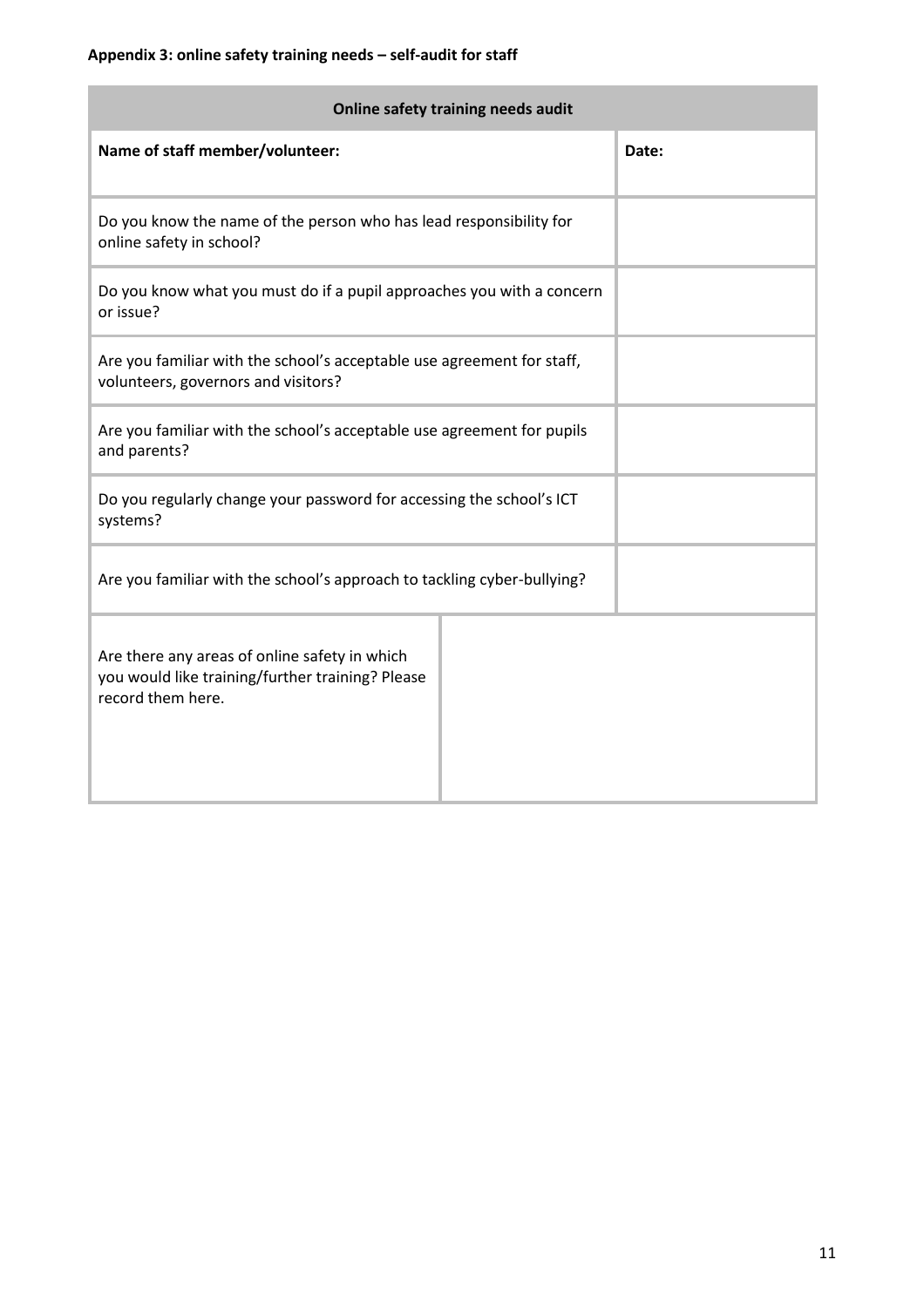**Appendix 3: online safety training needs – self-audit for staff**

| Online safety training needs audit | |
|---|---|
| **Name of staff member/volunteer:** | **Date:** |
| Do you know the name of the person who has lead responsibility for online safety in school? | |
| Do you know what you must do if a pupil approaches you with a concern or issue? | |
| Are you familiar with the school's acceptable use agreement for staff, volunteers, governors and visitors? | |
| Are you familiar with the school's acceptable use agreement for pupils and parents? | |
| Do you regularly change your password for accessing the school's ICT systems? | |
| Are you familiar with the school's approach to tackling cyber-bullying? | |
| Are there any areas of online safety in which you would like training/further training? Please record them here. | |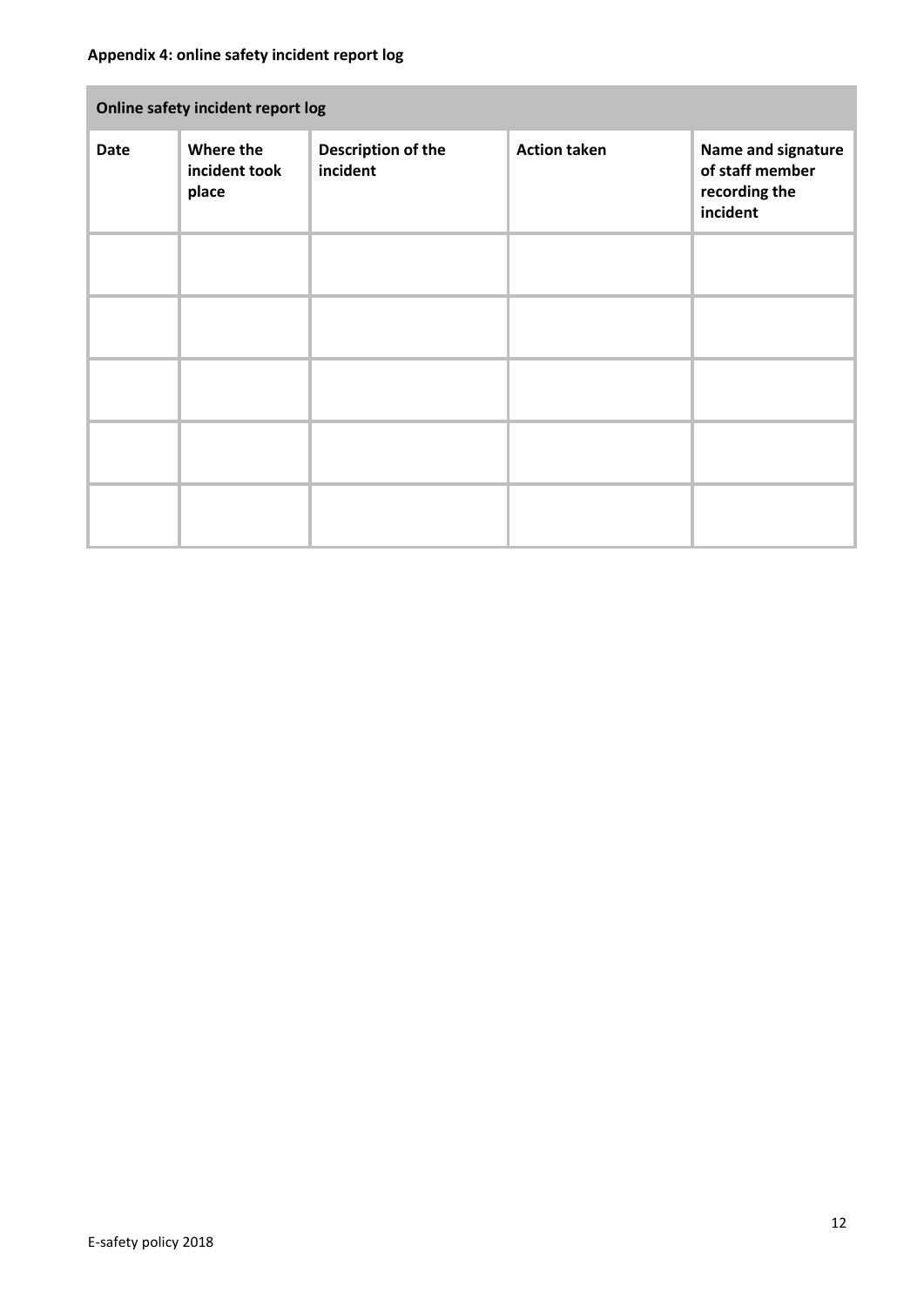**Appendix 4: online safety incident report log**

| Online safety incident report log | | | | |
|---|---|---|---|---|
| **Date** | **Where the incident took place** | **Description of the incident** | **Action taken** | **Name and signature of staff member recording the incident** |
| | | | | |
| | | | | |
| | | | | |
| | | | | |
| | | | | |